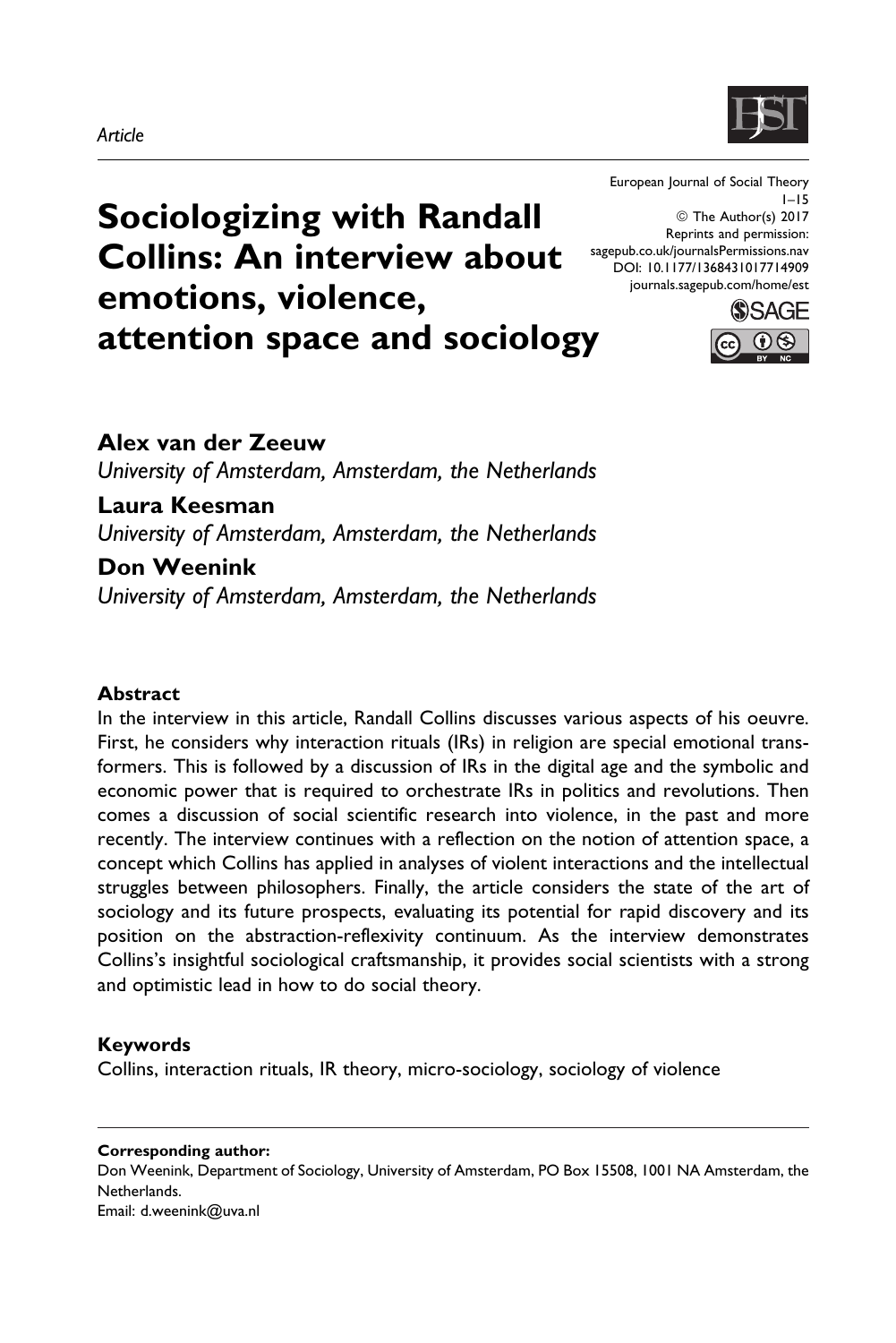*Article*

# Sociologizing with Randall Collins: An interview about emotions, violence, attention space and sociology

European Journal of Social Theory
1–15
© The Author(s) 2017
Reprints and permission:
sagepub.co.uk/journalsPermissions.nav
DOI: 10.1177/1368431017714909
journals.sagepub.com/home/est

**Alex van der Zeeuw**
*University of Amsterdam, Amsterdam, the Netherlands*

**Laura Keesman**
*University of Amsterdam, Amsterdam, the Netherlands*

**Don Weenink**
*University of Amsterdam, Amsterdam, the Netherlands*

### Abstract

In the interview in this article, Randall Collins discusses various aspects of his oeuvre. First, he considers why interaction rituals (IRs) in religion are special emotional transformers. This is followed by a discussion of IRs in the digital age and the symbolic and economic power that is required to orchestrate IRs in politics and revolutions. Then comes a discussion of social scientific research into violence, in the past and more recently. The interview continues with a reflection on the notion of attention space, a concept which Collins has applied in analyses of violent interactions and the intellectual struggles between philosophers. Finally, the article considers the state of the art of sociology and its future prospects, evaluating its potential for rapid discovery and its position on the abstraction-reflexivity continuum. As the interview demonstrates Collins's insightful sociological craftsmanship, it provides social scientists with a strong and optimistic lead in how to do social theory.

### Keywords

Collins, interaction rituals, IR theory, micro-sociology, sociology of violence

---

**Corresponding author:**
Don Weenink, Department of Sociology, University of Amsterdam, PO Box 15508, 1001 NA Amsterdam, the Netherlands.
Email: d.weenink@uva.nl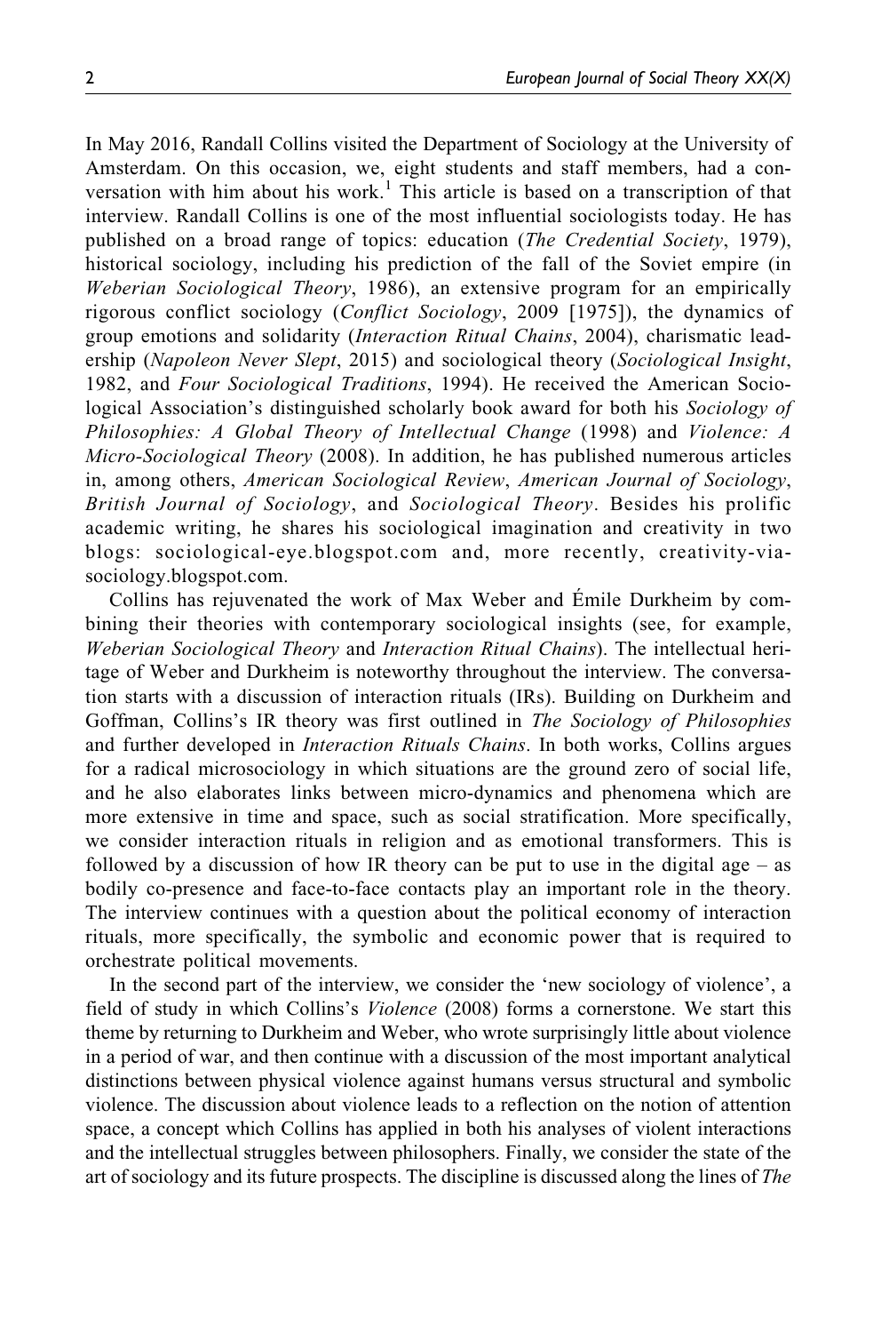In May 2016, Randall Collins visited the Department of Sociology at the University of Amsterdam. On this occasion, we, eight students and staff members, had a conversation with him about his work.[1] This article is based on a transcription of that interview. Randall Collins is one of the most influential sociologists today. He has published on a broad range of topics: education (*The Credential Society*, 1979), historical sociology, including his prediction of the fall of the Soviet empire (in *Weberian Sociological Theory*, 1986), an extensive program for an empirically rigorous conflict sociology (*Conflict Sociology*, 2009 [1975]), the dynamics of group emotions and solidarity (*Interaction Ritual Chains*, 2004), charismatic leadership (*Napoleon Never Slept*, 2015) and sociological theory (*Sociological Insight*, 1982, and *Four Sociological Traditions*, 1994). He received the American Sociological Association's distinguished scholarly book award for both his *Sociology of Philosophies: A Global Theory of Intellectual Change* (1998) and *Violence: A Micro-Sociological Theory* (2008). In addition, he has published numerous articles in, among others, *American Sociological Review*, *American Journal of Sociology*, *British Journal of Sociology*, and *Sociological Theory*. Besides his prolific academic writing, he shares his sociological imagination and creativity in two blogs: sociological-eye.blogspot.com and, more recently, creativity-via-sociology.blogspot.com.

Collins has rejuvenated the work of Max Weber and Émile Durkheim by combining their theories with contemporary sociological insights (see, for example, *Weberian Sociological Theory* and *Interaction Ritual Chains*). The intellectual heritage of Weber and Durkheim is noteworthy throughout the interview. The conversation starts with a discussion of interaction rituals (IRs). Building on Durkheim and Goffman, Collins's IR theory was first outlined in *The Sociology of Philosophies* and further developed in *Interaction Rituals Chains*. In both works, Collins argues for a radical microsociology in which situations are the ground zero of social life, and he also elaborates links between micro-dynamics and phenomena which are more extensive in time and space, such as social stratification. More specifically, we consider interaction rituals in religion and as emotional transformers. This is followed by a discussion of how IR theory can be put to use in the digital age – as bodily co-presence and face-to-face contacts play an important role in the theory. The interview continues with a question about the political economy of interaction rituals, more specifically, the symbolic and economic power that is required to orchestrate political movements.

In the second part of the interview, we consider the 'new sociology of violence', a field of study in which Collins's *Violence* (2008) forms a cornerstone. We start this theme by returning to Durkheim and Weber, who wrote surprisingly little about violence in a period of war, and then continue with a discussion of the most important analytical distinctions between physical violence against humans versus structural and symbolic violence. The discussion about violence leads to a reflection on the notion of attention space, a concept which Collins has applied in both his analyses of violent interactions and the intellectual struggles between philosophers. Finally, we consider the state of the art of sociology and its future prospects. The discipline is discussed along the lines of *The*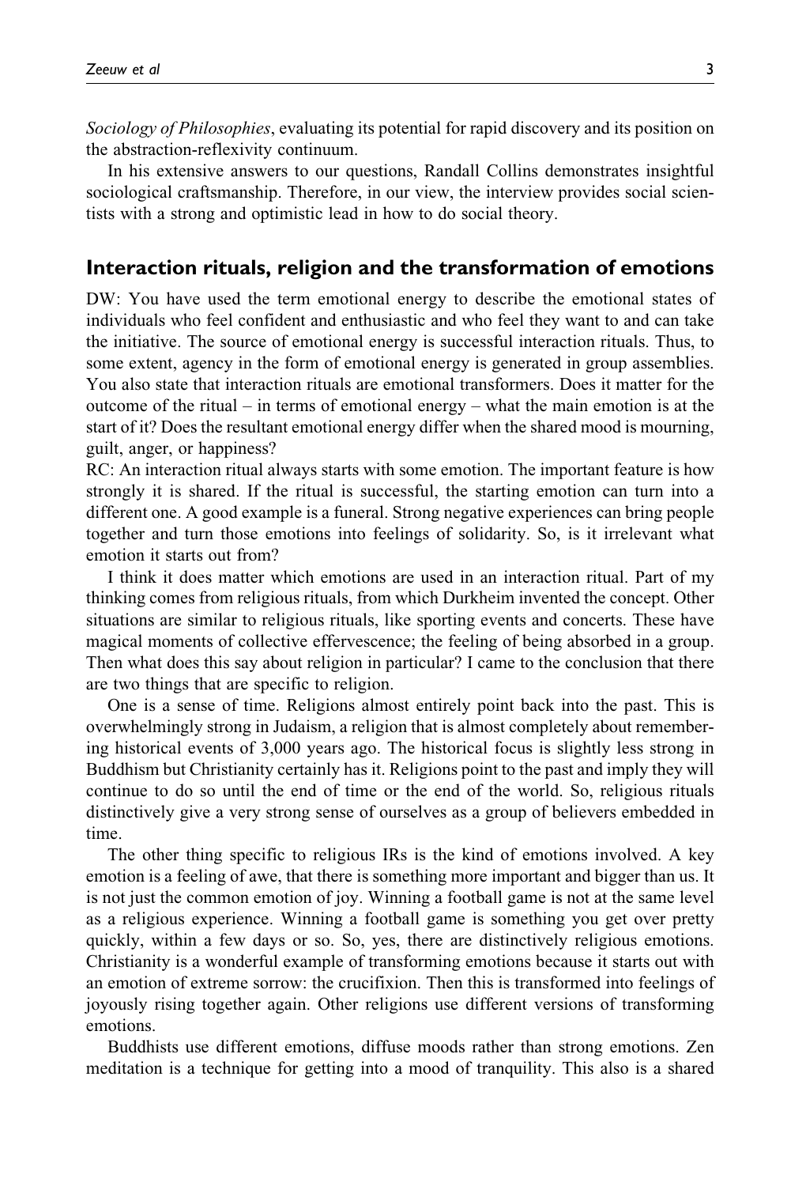*Sociology of Philosophies*, evaluating its potential for rapid discovery and its position on the abstraction-reflexivity continuum.

In his extensive answers to our questions, Randall Collins demonstrates insightful sociological craftsmanship. Therefore, in our view, the interview provides social scientists with a strong and optimistic lead in how to do social theory.

## Interaction rituals, religion and the transformation of emotions

DW: You have used the term emotional energy to describe the emotional states of individuals who feel confident and enthusiastic and who feel they want to and can take the initiative. The source of emotional energy is successful interaction rituals. Thus, to some extent, agency in the form of emotional energy is generated in group assemblies. You also state that interaction rituals are emotional transformers. Does it matter for the outcome of the ritual – in terms of emotional energy – what the main emotion is at the start of it? Does the resultant emotional energy differ when the shared mood is mourning, guilt, anger, or happiness?

RC: An interaction ritual always starts with some emotion. The important feature is how strongly it is shared. If the ritual is successful, the starting emotion can turn into a different one. A good example is a funeral. Strong negative experiences can bring people together and turn those emotions into feelings of solidarity. So, is it irrelevant what emotion it starts out from?

I think it does matter which emotions are used in an interaction ritual. Part of my thinking comes from religious rituals, from which Durkheim invented the concept. Other situations are similar to religious rituals, like sporting events and concerts. These have magical moments of collective effervescence; the feeling of being absorbed in a group. Then what does this say about religion in particular? I came to the conclusion that there are two things that are specific to religion.

One is a sense of time. Religions almost entirely point back into the past. This is overwhelmingly strong in Judaism, a religion that is almost completely about remembering historical events of 3,000 years ago. The historical focus is slightly less strong in Buddhism but Christianity certainly has it. Religions point to the past and imply they will continue to do so until the end of time or the end of the world. So, religious rituals distinctively give a very strong sense of ourselves as a group of believers embedded in time.

The other thing specific to religious IRs is the kind of emotions involved. A key emotion is a feeling of awe, that there is something more important and bigger than us. It is not just the common emotion of joy. Winning a football game is not at the same level as a religious experience. Winning a football game is something you get over pretty quickly, within a few days or so. So, yes, there are distinctively religious emotions. Christianity is a wonderful example of transforming emotions because it starts out with an emotion of extreme sorrow: the crucifixion. Then this is transformed into feelings of joyously rising together again. Other religions use different versions of transforming emotions.

Buddhists use different emotions, diffuse moods rather than strong emotions. Zen meditation is a technique for getting into a mood of tranquility. This also is a shared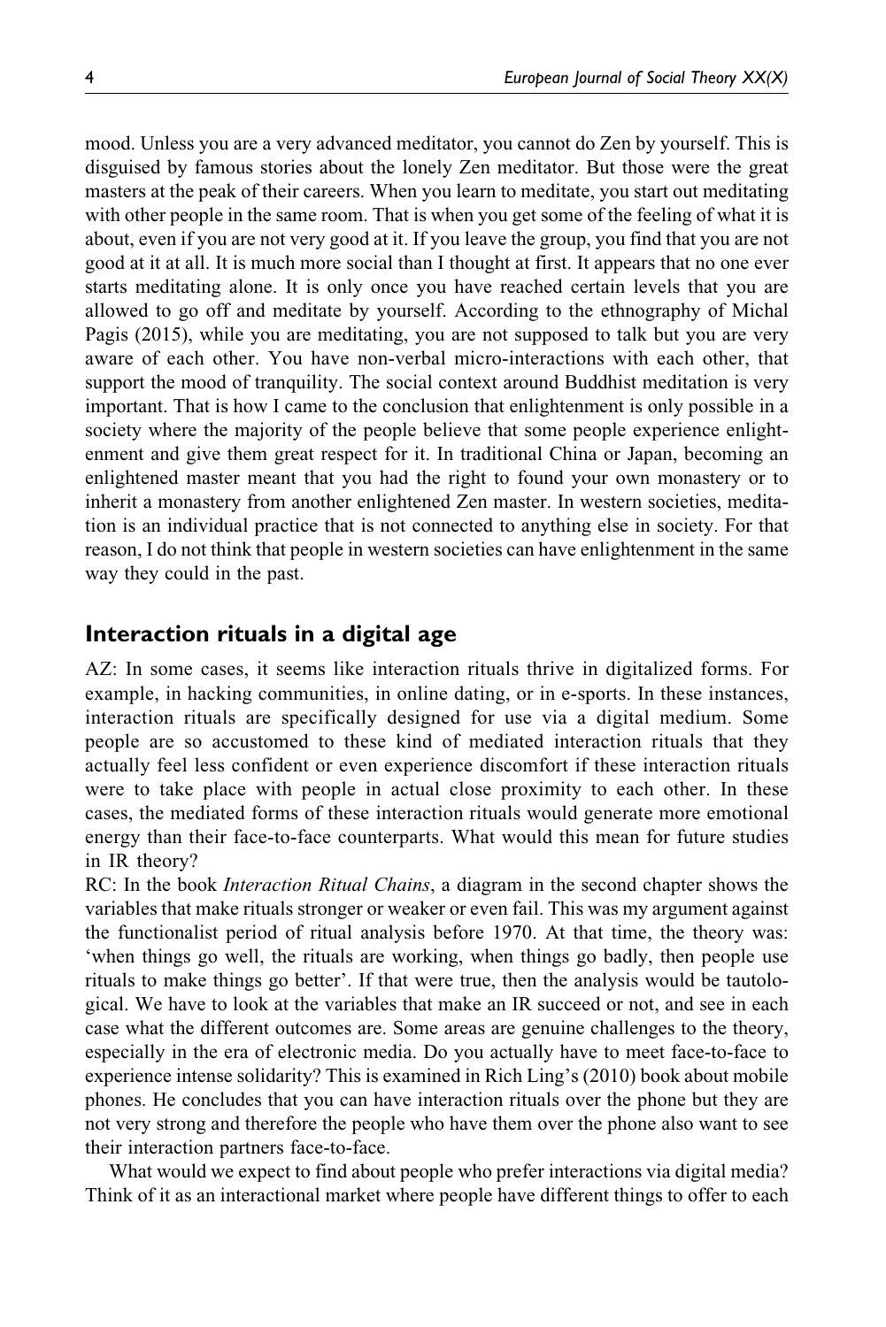mood. Unless you are a very advanced meditator, you cannot do Zen by yourself. This is disguised by famous stories about the lonely Zen meditator. But those were the great masters at the peak of their careers. When you learn to meditate, you start out meditating with other people in the same room. That is when you get some of the feeling of what it is about, even if you are not very good at it. If you leave the group, you find that you are not good at it at all. It is much more social than I thought at first. It appears that no one ever starts meditating alone. It is only once you have reached certain levels that you are allowed to go off and meditate by yourself. According to the ethnography of Michal Pagis (2015), while you are meditating, you are not supposed to talk but you are very aware of each other. You have non-verbal micro-interactions with each other, that support the mood of tranquility. The social context around Buddhist meditation is very important. That is how I came to the conclusion that enlightenment is only possible in a society where the majority of the people believe that some people experience enlightenment and give them great respect for it. In traditional China or Japan, becoming an enlightened master meant that you had the right to found your own monastery or to inherit a monastery from another enlightened Zen master. In western societies, meditation is an individual practice that is not connected to anything else in society. For that reason, I do not think that people in western societies can have enlightenment in the same way they could in the past.

## Interaction rituals in a digital age

AZ: In some cases, it seems like interaction rituals thrive in digitalized forms. For example, in hacking communities, in online dating, or in e-sports. In these instances, interaction rituals are specifically designed for use via a digital medium. Some people are so accustomed to these kind of mediated interaction rituals that they actually feel less confident or even experience discomfort if these interaction rituals were to take place with people in actual close proximity to each other. In these cases, the mediated forms of these interaction rituals would generate more emotional energy than their face-to-face counterparts. What would this mean for future studies in IR theory?

RC: In the book *Interaction Ritual Chains*, a diagram in the second chapter shows the variables that make rituals stronger or weaker or even fail. This was my argument against the functionalist period of ritual analysis before 1970. At that time, the theory was: 'when things go well, the rituals are working, when things go badly, then people use rituals to make things go better'. If that were true, then the analysis would be tautological. We have to look at the variables that make an IR succeed or not, and see in each case what the different outcomes are. Some areas are genuine challenges to the theory, especially in the era of electronic media. Do you actually have to meet face-to-face to experience intense solidarity? This is examined in Rich Ling's (2010) book about mobile phones. He concludes that you can have interaction rituals over the phone but they are not very strong and therefore the people who have them over the phone also want to see their interaction partners face-to-face.

What would we expect to find about people who prefer interactions via digital media? Think of it as an interactional market where people have different things to offer to each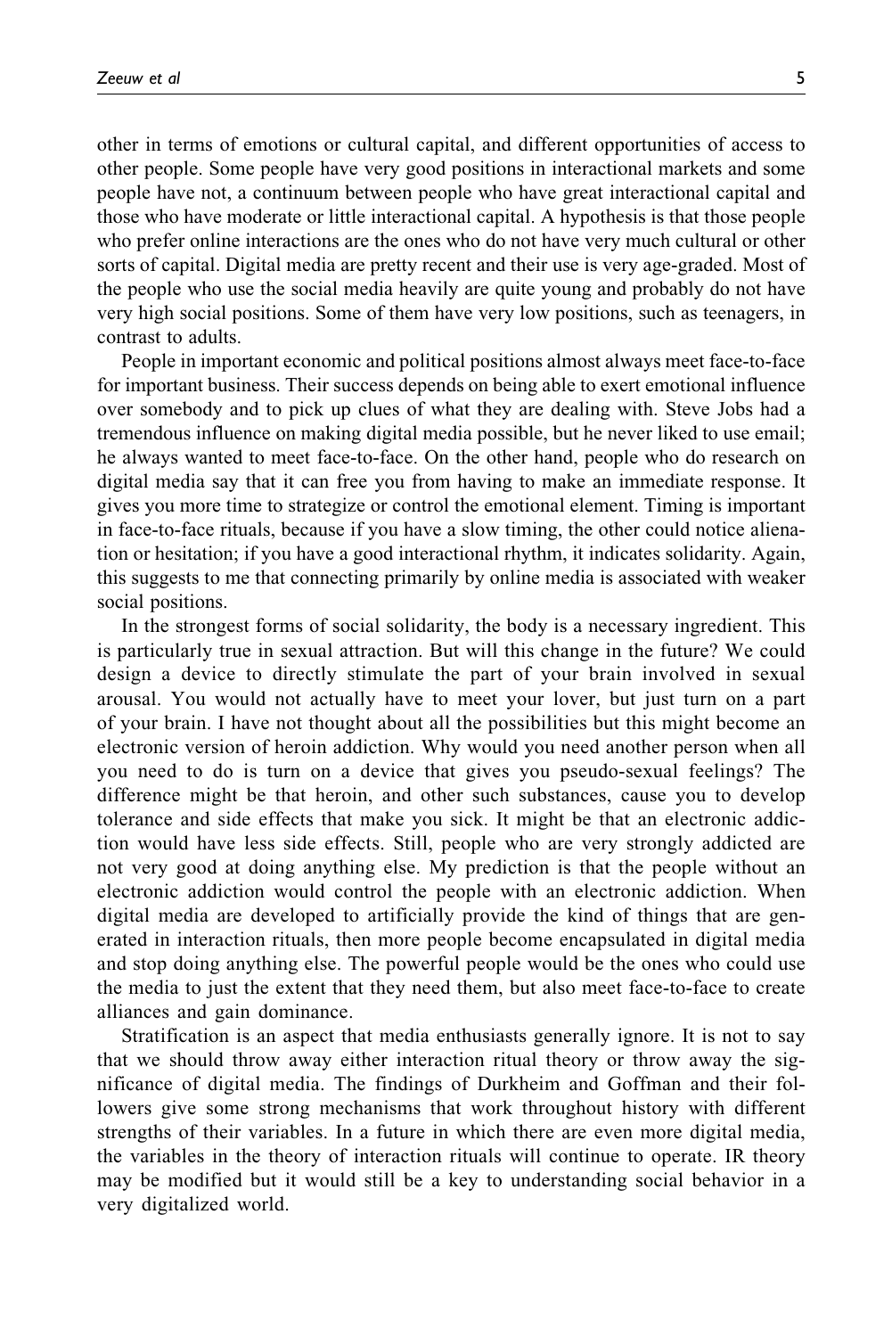other in terms of emotions or cultural capital, and different opportunities of access to other people. Some people have very good positions in interactional markets and some people have not, a continuum between people who have great interactional capital and those who have moderate or little interactional capital. A hypothesis is that those people who prefer online interactions are the ones who do not have very much cultural or other sorts of capital. Digital media are pretty recent and their use is very age-graded. Most of the people who use the social media heavily are quite young and probably do not have very high social positions. Some of them have very low positions, such as teenagers, in contrast to adults.

People in important economic and political positions almost always meet face-to-face for important business. Their success depends on being able to exert emotional influence over somebody and to pick up clues of what they are dealing with. Steve Jobs had a tremendous influence on making digital media possible, but he never liked to use email; he always wanted to meet face-to-face. On the other hand, people who do research on digital media say that it can free you from having to make an immediate response. It gives you more time to strategize or control the emotional element. Timing is important in face-to-face rituals, because if you have a slow timing, the other could notice alienation or hesitation; if you have a good interactional rhythm, it indicates solidarity. Again, this suggests to me that connecting primarily by online media is associated with weaker social positions.

In the strongest forms of social solidarity, the body is a necessary ingredient. This is particularly true in sexual attraction. But will this change in the future? We could design a device to directly stimulate the part of your brain involved in sexual arousal. You would not actually have to meet your lover, but just turn on a part of your brain. I have not thought about all the possibilities but this might become an electronic version of heroin addiction. Why would you need another person when all you need to do is turn on a device that gives you pseudo-sexual feelings? The difference might be that heroin, and other such substances, cause you to develop tolerance and side effects that make you sick. It might be that an electronic addiction would have less side effects. Still, people who are very strongly addicted are not very good at doing anything else. My prediction is that the people without an electronic addiction would control the people with an electronic addiction. When digital media are developed to artificially provide the kind of things that are generated in interaction rituals, then more people become encapsulated in digital media and stop doing anything else. The powerful people would be the ones who could use the media to just the extent that they need them, but also meet face-to-face to create alliances and gain dominance.

Stratification is an aspect that media enthusiasts generally ignore. It is not to say that we should throw away either interaction ritual theory or throw away the significance of digital media. The findings of Durkheim and Goffman and their followers give some strong mechanisms that work throughout history with different strengths of their variables. In a future in which there are even more digital media, the variables in the theory of interaction rituals will continue to operate. IR theory may be modified but it would still be a key to understanding social behavior in a very digitalized world.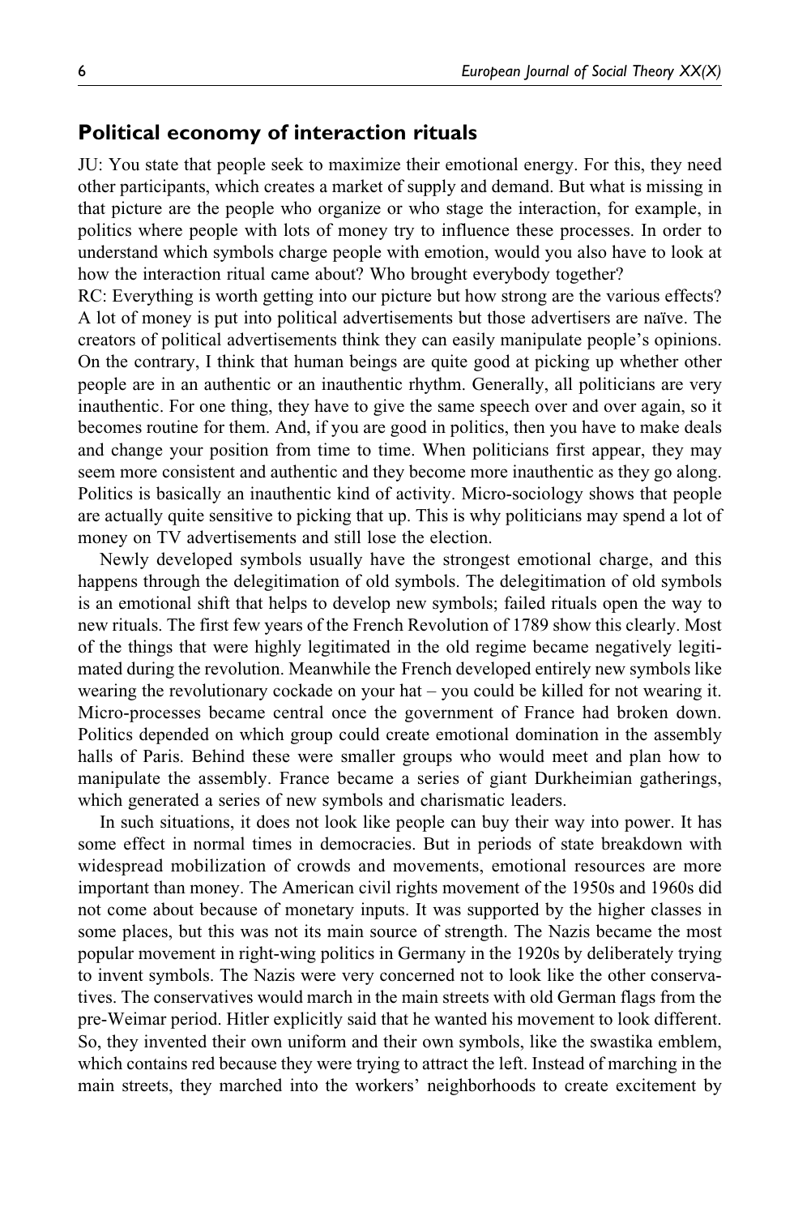## Political economy of interaction rituals

JU: You state that people seek to maximize their emotional energy. For this, they need other participants, which creates a market of supply and demand. But what is missing in that picture are the people who organize or who stage the interaction, for example, in politics where people with lots of money try to influence these processes. In order to understand which symbols charge people with emotion, would you also have to look at how the interaction ritual came about? Who brought everybody together?

RC: Everything is worth getting into our picture but how strong are the various effects? A lot of money is put into political advertisements but those advertisers are naïve. The creators of political advertisements think they can easily manipulate people's opinions. On the contrary, I think that human beings are quite good at picking up whether other people are in an authentic or an inauthentic rhythm. Generally, all politicians are very inauthentic. For one thing, they have to give the same speech over and over again, so it becomes routine for them. And, if you are good in politics, then you have to make deals and change your position from time to time. When politicians first appear, they may seem more consistent and authentic and they become more inauthentic as they go along. Politics is basically an inauthentic kind of activity. Micro-sociology shows that people are actually quite sensitive to picking that up. This is why politicians may spend a lot of money on TV advertisements and still lose the election.

Newly developed symbols usually have the strongest emotional charge, and this happens through the delegitimation of old symbols. The delegitimation of old symbols is an emotional shift that helps to develop new symbols; failed rituals open the way to new rituals. The first few years of the French Revolution of 1789 show this clearly. Most of the things that were highly legitimated in the old regime became negatively legitimated during the revolution. Meanwhile the French developed entirely new symbols like wearing the revolutionary cockade on your hat – you could be killed for not wearing it. Micro-processes became central once the government of France had broken down. Politics depended on which group could create emotional domination in the assembly halls of Paris. Behind these were smaller groups who would meet and plan how to manipulate the assembly. France became a series of giant Durkheimian gatherings, which generated a series of new symbols and charismatic leaders.

In such situations, it does not look like people can buy their way into power. It has some effect in normal times in democracies. But in periods of state breakdown with widespread mobilization of crowds and movements, emotional resources are more important than money. The American civil rights movement of the 1950s and 1960s did not come about because of monetary inputs. It was supported by the higher classes in some places, but this was not its main source of strength. The Nazis became the most popular movement in right-wing politics in Germany in the 1920s by deliberately trying to invent symbols. The Nazis were very concerned not to look like the other conservatives. The conservatives would march in the main streets with old German flags from the pre-Weimar period. Hitler explicitly said that he wanted his movement to look different. So, they invented their own uniform and their own symbols, like the swastika emblem, which contains red because they were trying to attract the left. Instead of marching in the main streets, they marched into the workers' neighborhoods to create excitement by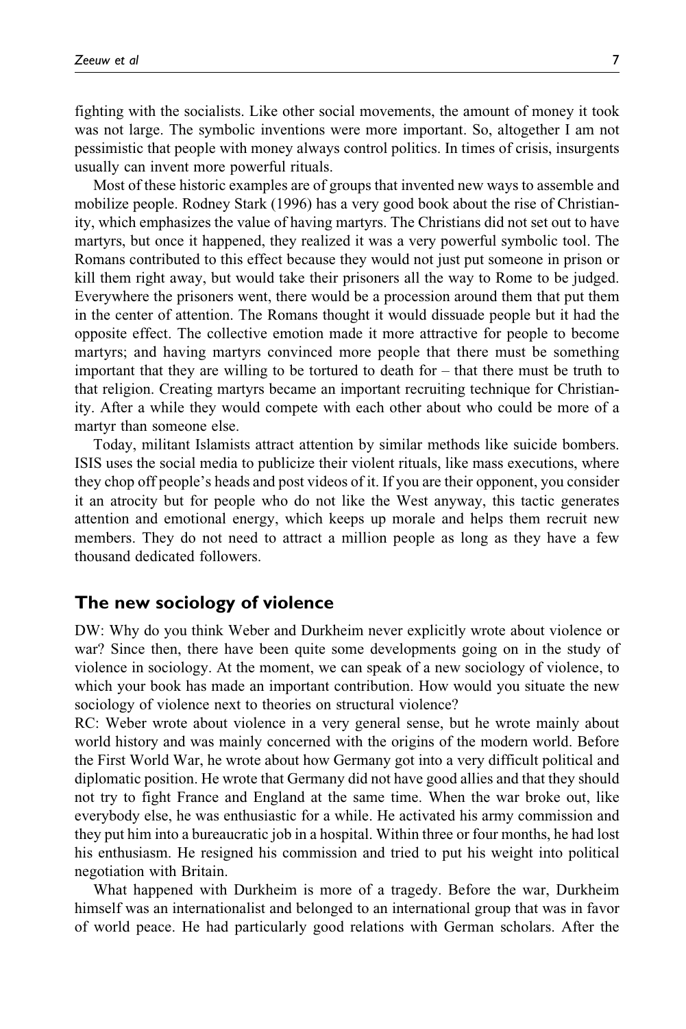fighting with the socialists. Like other social movements, the amount of money it took was not large. The symbolic inventions were more important. So, altogether I am not pessimistic that people with money always control politics. In times of crisis, insurgents usually can invent more powerful rituals.

Most of these historic examples are of groups that invented new ways to assemble and mobilize people. Rodney Stark (1996) has a very good book about the rise of Christianity, which emphasizes the value of having martyrs. The Christians did not set out to have martyrs, but once it happened, they realized it was a very powerful symbolic tool. The Romans contributed to this effect because they would not just put someone in prison or kill them right away, but would take their prisoners all the way to Rome to be judged. Everywhere the prisoners went, there would be a procession around them that put them in the center of attention. The Romans thought it would dissuade people but it had the opposite effect. The collective emotion made it more attractive for people to become martyrs; and having martyrs convinced more people that there must be something important that they are willing to be tortured to death for – that there must be truth to that religion. Creating martyrs became an important recruiting technique for Christianity. After a while they would compete with each other about who could be more of a martyr than someone else.

Today, militant Islamists attract attention by similar methods like suicide bombers. ISIS uses the social media to publicize their violent rituals, like mass executions, where they chop off people's heads and post videos of it. If you are their opponent, you consider it an atrocity but for people who do not like the West anyway, this tactic generates attention and emotional energy, which keeps up morale and helps them recruit new members. They do not need to attract a million people as long as they have a few thousand dedicated followers.

## The new sociology of violence

DW: Why do you think Weber and Durkheim never explicitly wrote about violence or war? Since then, there have been quite some developments going on in the study of violence in sociology. At the moment, we can speak of a new sociology of violence, to which your book has made an important contribution. How would you situate the new sociology of violence next to theories on structural violence?

RC: Weber wrote about violence in a very general sense, but he wrote mainly about world history and was mainly concerned with the origins of the modern world. Before the First World War, he wrote about how Germany got into a very difficult political and diplomatic position. He wrote that Germany did not have good allies and that they should not try to fight France and England at the same time. When the war broke out, like everybody else, he was enthusiastic for a while. He activated his army commission and they put him into a bureaucratic job in a hospital. Within three or four months, he had lost his enthusiasm. He resigned his commission and tried to put his weight into political negotiation with Britain.

What happened with Durkheim is more of a tragedy. Before the war, Durkheim himself was an internationalist and belonged to an international group that was in favor of world peace. He had particularly good relations with German scholars. After the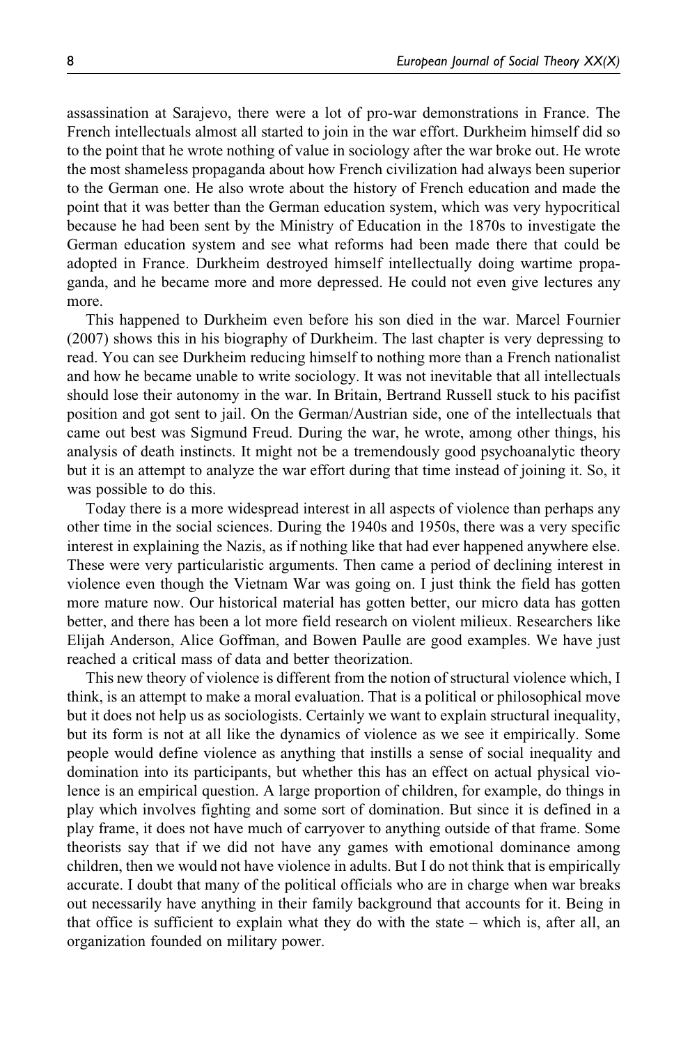assassination at Sarajevo, there were a lot of pro-war demonstrations in France. The French intellectuals almost all started to join in the war effort. Durkheim himself did so to the point that he wrote nothing of value in sociology after the war broke out. He wrote the most shameless propaganda about how French civilization had always been superior to the German one. He also wrote about the history of French education and made the point that it was better than the German education system, which was very hypocritical because he had been sent by the Ministry of Education in the 1870s to investigate the German education system and see what reforms had been made there that could be adopted in France. Durkheim destroyed himself intellectually doing wartime propaganda, and he became more and more depressed. He could not even give lectures any more.

This happened to Durkheim even before his son died in the war. Marcel Fournier (2007) shows this in his biography of Durkheim. The last chapter is very depressing to read. You can see Durkheim reducing himself to nothing more than a French nationalist and how he became unable to write sociology. It was not inevitable that all intellectuals should lose their autonomy in the war. In Britain, Bertrand Russell stuck to his pacifist position and got sent to jail. On the German/Austrian side, one of the intellectuals that came out best was Sigmund Freud. During the war, he wrote, among other things, his analysis of death instincts. It might not be a tremendously good psychoanalytic theory but it is an attempt to analyze the war effort during that time instead of joining it. So, it was possible to do this.

Today there is a more widespread interest in all aspects of violence than perhaps any other time in the social sciences. During the 1940s and 1950s, there was a very specific interest in explaining the Nazis, as if nothing like that had ever happened anywhere else. These were very particularistic arguments. Then came a period of declining interest in violence even though the Vietnam War was going on. I just think the field has gotten more mature now. Our historical material has gotten better, our micro data has gotten better, and there has been a lot more field research on violent milieux. Researchers like Elijah Anderson, Alice Goffman, and Bowen Paulle are good examples. We have just reached a critical mass of data and better theorization.

This new theory of violence is different from the notion of structural violence which, I think, is an attempt to make a moral evaluation. That is a political or philosophical move but it does not help us as sociologists. Certainly we want to explain structural inequality, but its form is not at all like the dynamics of violence as we see it empirically. Some people would define violence as anything that instills a sense of social inequality and domination into its participants, but whether this has an effect on actual physical violence is an empirical question. A large proportion of children, for example, do things in play which involves fighting and some sort of domination. But since it is defined in a play frame, it does not have much of carryover to anything outside of that frame. Some theorists say that if we did not have any games with emotional dominance among children, then we would not have violence in adults. But I do not think that is empirically accurate. I doubt that many of the political officials who are in charge when war breaks out necessarily have anything in their family background that accounts for it. Being in that office is sufficient to explain what they do with the state – which is, after all, an organization founded on military power.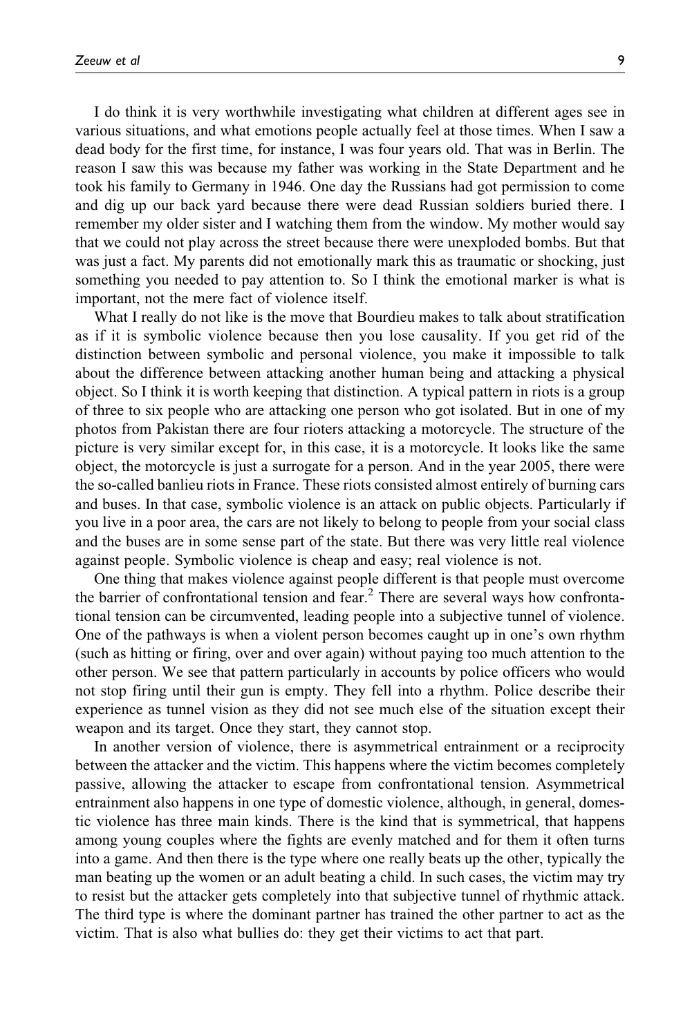I do think it is very worthwhile investigating what children at different ages see in various situations, and what emotions people actually feel at those times. When I saw a dead body for the first time, for instance, I was four years old. That was in Berlin. The reason I saw this was because my father was working in the State Department and he took his family to Germany in 1946. One day the Russians had got permission to come and dig up our back yard because there were dead Russian soldiers buried there. I remember my older sister and I watching them from the window. My mother would say that we could not play across the street because there were unexploded bombs. But that was just a fact. My parents did not emotionally mark this as traumatic or shocking, just something you needed to pay attention to. So I think the emotional marker is what is important, not the mere fact of violence itself.

What I really do not like is the move that Bourdieu makes to talk about stratification as if it is symbolic violence because then you lose causality. If you get rid of the distinction between symbolic and personal violence, you make it impossible to talk about the difference between attacking another human being and attacking a physical object. So I think it is worth keeping that distinction. A typical pattern in riots is a group of three to six people who are attacking one person who got isolated. But in one of my photos from Pakistan there are four rioters attacking a motorcycle. The structure of the picture is very similar except for, in this case, it is a motorcycle. It looks like the same object, the motorcycle is just a surrogate for a person. And in the year 2005, there were the so-called banlieu riots in France. These riots consisted almost entirely of burning cars and buses. In that case, symbolic violence is an attack on public objects. Particularly if you live in a poor area, the cars are not likely to belong to people from your social class and the buses are in some sense part of the state. But there was very little real violence against people. Symbolic violence is cheap and easy; real violence is not.

One thing that makes violence against people different is that people must overcome the barrier of confrontational tension and fear.[2] There are several ways how confrontational tension can be circumvented, leading people into a subjective tunnel of violence. One of the pathways is when a violent person becomes caught up in one's own rhythm (such as hitting or firing, over and over again) without paying too much attention to the other person. We see that pattern particularly in accounts by police officers who would not stop firing until their gun is empty. They fell into a rhythm. Police describe their experience as tunnel vision as they did not see much else of the situation except their weapon and its target. Once they start, they cannot stop.

In another version of violence, there is asymmetrical entrainment or a reciprocity between the attacker and the victim. This happens where the victim becomes completely passive, allowing the attacker to escape from confrontational tension. Asymmetrical entrainment also happens in one type of domestic violence, although, in general, domestic violence has three main kinds. There is the kind that is symmetrical, that happens among young couples where the fights are evenly matched and for them it often turns into a game. And then there is the type where one really beats up the other, typically the man beating up the women or an adult beating a child. In such cases, the victim may try to resist but the attacker gets completely into that subjective tunnel of rhythmic attack. The third type is where the dominant partner has trained the other partner to act as the victim. That is also what bullies do: they get their victims to act that part.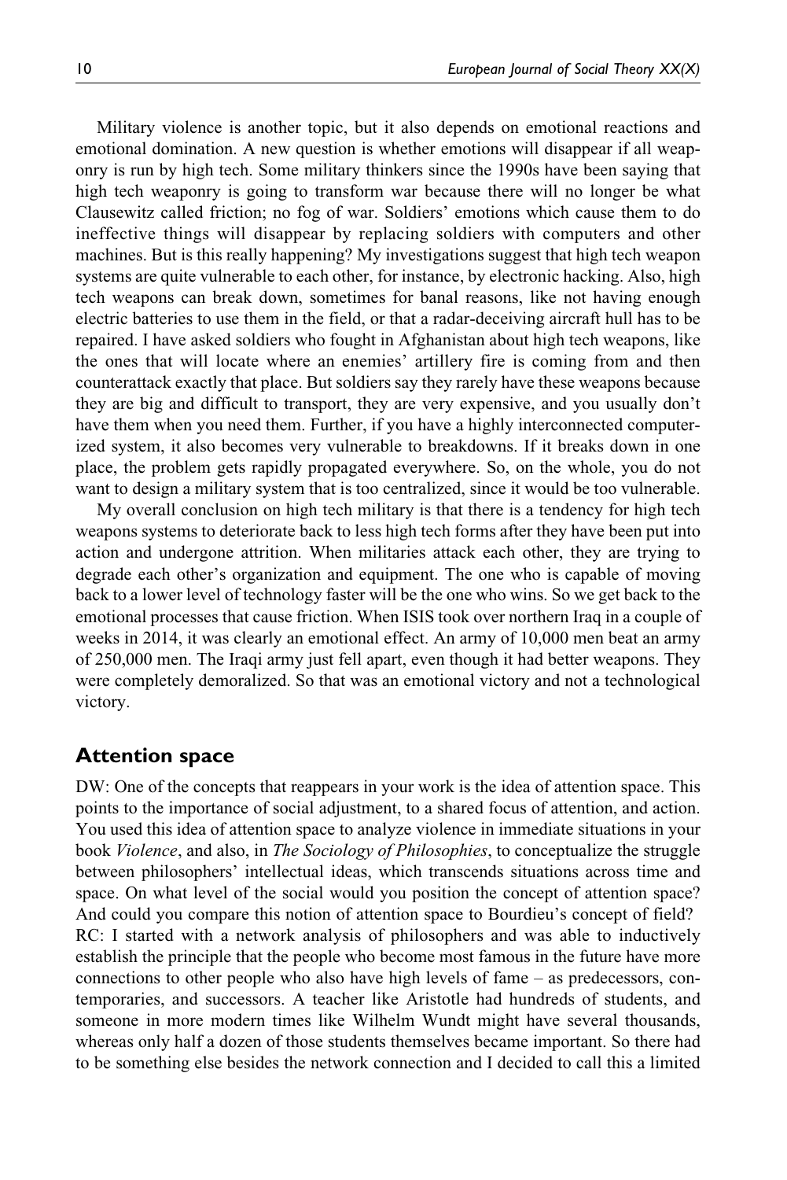Military violence is another topic, but it also depends on emotional reactions and emotional domination. A new question is whether emotions will disappear if all weaponry is run by high tech. Some military thinkers since the 1990s have been saying that high tech weaponry is going to transform war because there will no longer be what Clausewitz called friction; no fog of war. Soldiers' emotions which cause them to do ineffective things will disappear by replacing soldiers with computers and other machines. But is this really happening? My investigations suggest that high tech weapon systems are quite vulnerable to each other, for instance, by electronic hacking. Also, high tech weapons can break down, sometimes for banal reasons, like not having enough electric batteries to use them in the field, or that a radar-deceiving aircraft hull has to be repaired. I have asked soldiers who fought in Afghanistan about high tech weapons, like the ones that will locate where an enemies' artillery fire is coming from and then counterattack exactly that place. But soldiers say they rarely have these weapons because they are big and difficult to transport, they are very expensive, and you usually don't have them when you need them. Further, if you have a highly interconnected computerized system, it also becomes very vulnerable to breakdowns. If it breaks down in one place, the problem gets rapidly propagated everywhere. So, on the whole, you do not want to design a military system that is too centralized, since it would be too vulnerable.

My overall conclusion on high tech military is that there is a tendency for high tech weapons systems to deteriorate back to less high tech forms after they have been put into action and undergone attrition. When militaries attack each other, they are trying to degrade each other's organization and equipment. The one who is capable of moving back to a lower level of technology faster will be the one who wins. So we get back to the emotional processes that cause friction. When ISIS took over northern Iraq in a couple of weeks in 2014, it was clearly an emotional effect. An army of 10,000 men beat an army of 250,000 men. The Iraqi army just fell apart, even though it had better weapons. They were completely demoralized. So that was an emotional victory and not a technological victory.

## Attention space

DW: One of the concepts that reappears in your work is the idea of attention space. This points to the importance of social adjustment, to a shared focus of attention, and action. You used this idea of attention space to analyze violence in immediate situations in your book *Violence*, and also, in *The Sociology of Philosophies*, to conceptualize the struggle between philosophers' intellectual ideas, which transcends situations across time and space. On what level of the social would you position the concept of attention space? And could you compare this notion of attention space to Bourdieu's concept of field?

RC: I started with a network analysis of philosophers and was able to inductively establish the principle that the people who become most famous in the future have more connections to other people who also have high levels of fame – as predecessors, contemporaries, and successors. A teacher like Aristotle had hundreds of students, and someone in more modern times like Wilhelm Wundt might have several thousands, whereas only half a dozen of those students themselves became important. So there had to be something else besides the network connection and I decided to call this a limited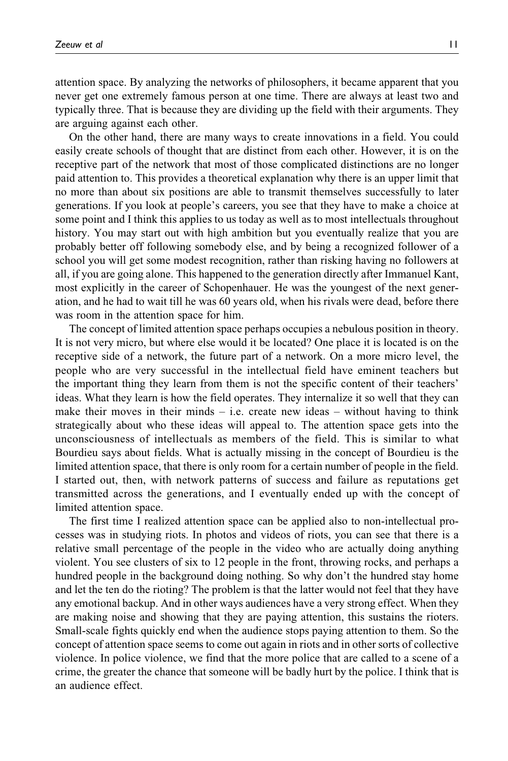attention space. By analyzing the networks of philosophers, it became apparent that you never get one extremely famous person at one time. There are always at least two and typically three. That is because they are dividing up the field with their arguments. They are arguing against each other.

On the other hand, there are many ways to create innovations in a field. You could easily create schools of thought that are distinct from each other. However, it is on the receptive part of the network that most of those complicated distinctions are no longer paid attention to. This provides a theoretical explanation why there is an upper limit that no more than about six positions are able to transmit themselves successfully to later generations. If you look at people's careers, you see that they have to make a choice at some point and I think this applies to us today as well as to most intellectuals throughout history. You may start out with high ambition but you eventually realize that you are probably better off following somebody else, and by being a recognized follower of a school you will get some modest recognition, rather than risking having no followers at all, if you are going alone. This happened to the generation directly after Immanuel Kant, most explicitly in the career of Schopenhauer. He was the youngest of the next generation, and he had to wait till he was 60 years old, when his rivals were dead, before there was room in the attention space for him.

The concept of limited attention space perhaps occupies a nebulous position in theory. It is not very micro, but where else would it be located? One place it is located is on the receptive side of a network, the future part of a network. On a more micro level, the people who are very successful in the intellectual field have eminent teachers but the important thing they learn from them is not the specific content of their teachers' ideas. What they learn is how the field operates. They internalize it so well that they can make their moves in their minds – i.e. create new ideas – without having to think strategically about who these ideas will appeal to. The attention space gets into the unconsciousness of intellectuals as members of the field. This is similar to what Bourdieu says about fields. What is actually missing in the concept of Bourdieu is the limited attention space, that there is only room for a certain number of people in the field. I started out, then, with network patterns of success and failure as reputations get transmitted across the generations, and I eventually ended up with the concept of limited attention space.

The first time I realized attention space can be applied also to non-intellectual processes was in studying riots. In photos and videos of riots, you can see that there is a relative small percentage of the people in the video who are actually doing anything violent. You see clusters of six to 12 people in the front, throwing rocks, and perhaps a hundred people in the background doing nothing. So why don't the hundred stay home and let the ten do the rioting? The problem is that the latter would not feel that they have any emotional backup. And in other ways audiences have a very strong effect. When they are making noise and showing that they are paying attention, this sustains the rioters. Small-scale fights quickly end when the audience stops paying attention to them. So the concept of attention space seems to come out again in riots and in other sorts of collective violence. In police violence, we find that the more police that are called to a scene of a crime, the greater the chance that someone will be badly hurt by the police. I think that is an audience effect.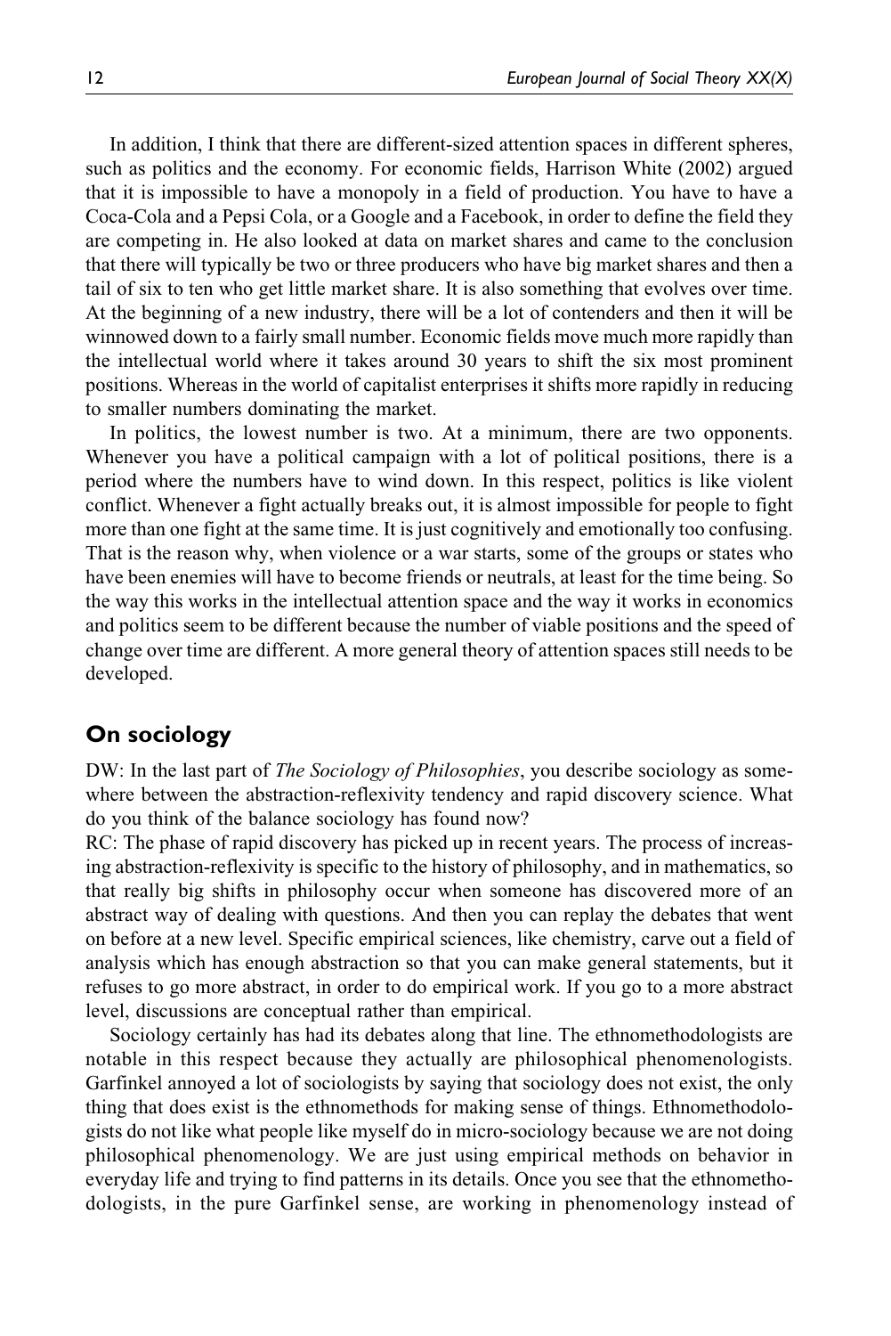In addition, I think that there are different-sized attention spaces in different spheres, such as politics and the economy. For economic fields, Harrison White (2002) argued that it is impossible to have a monopoly in a field of production. You have to have a Coca-Cola and a Pepsi Cola, or a Google and a Facebook, in order to define the field they are competing in. He also looked at data on market shares and came to the conclusion that there will typically be two or three producers who have big market shares and then a tail of six to ten who get little market share. It is also something that evolves over time. At the beginning of a new industry, there will be a lot of contenders and then it will be winnowed down to a fairly small number. Economic fields move much more rapidly than the intellectual world where it takes around 30 years to shift the six most prominent positions. Whereas in the world of capitalist enterprises it shifts more rapidly in reducing to smaller numbers dominating the market.

In politics, the lowest number is two. At a minimum, there are two opponents. Whenever you have a political campaign with a lot of political positions, there is a period where the numbers have to wind down. In this respect, politics is like violent conflict. Whenever a fight actually breaks out, it is almost impossible for people to fight more than one fight at the same time. It is just cognitively and emotionally too confusing. That is the reason why, when violence or a war starts, some of the groups or states who have been enemies will have to become friends or neutrals, at least for the time being. So the way this works in the intellectual attention space and the way it works in economics and politics seem to be different because the number of viable positions and the speed of change over time are different. A more general theory of attention spaces still needs to be developed.

## On sociology

DW: In the last part of *The Sociology of Philosophies*, you describe sociology as somewhere between the abstraction-reflexivity tendency and rapid discovery science. What do you think of the balance sociology has found now?

RC: The phase of rapid discovery has picked up in recent years. The process of increasing abstraction-reflexivity is specific to the history of philosophy, and in mathematics, so that really big shifts in philosophy occur when someone has discovered more of an abstract way of dealing with questions. And then you can replay the debates that went on before at a new level. Specific empirical sciences, like chemistry, carve out a field of analysis which has enough abstraction so that you can make general statements, but it refuses to go more abstract, in order to do empirical work. If you go to a more abstract level, discussions are conceptual rather than empirical.

Sociology certainly has had its debates along that line. The ethnomethodologists are notable in this respect because they actually are philosophical phenomenologists. Garfinkel annoyed a lot of sociologists by saying that sociology does not exist, the only thing that does exist is the ethnomethods for making sense of things. Ethnomethodologists do not like what people like myself do in micro-sociology because we are not doing philosophical phenomenology. We are just using empirical methods on behavior in everyday life and trying to find patterns in its details. Once you see that the ethnomethodologists, in the pure Garfinkel sense, are working in phenomenology instead of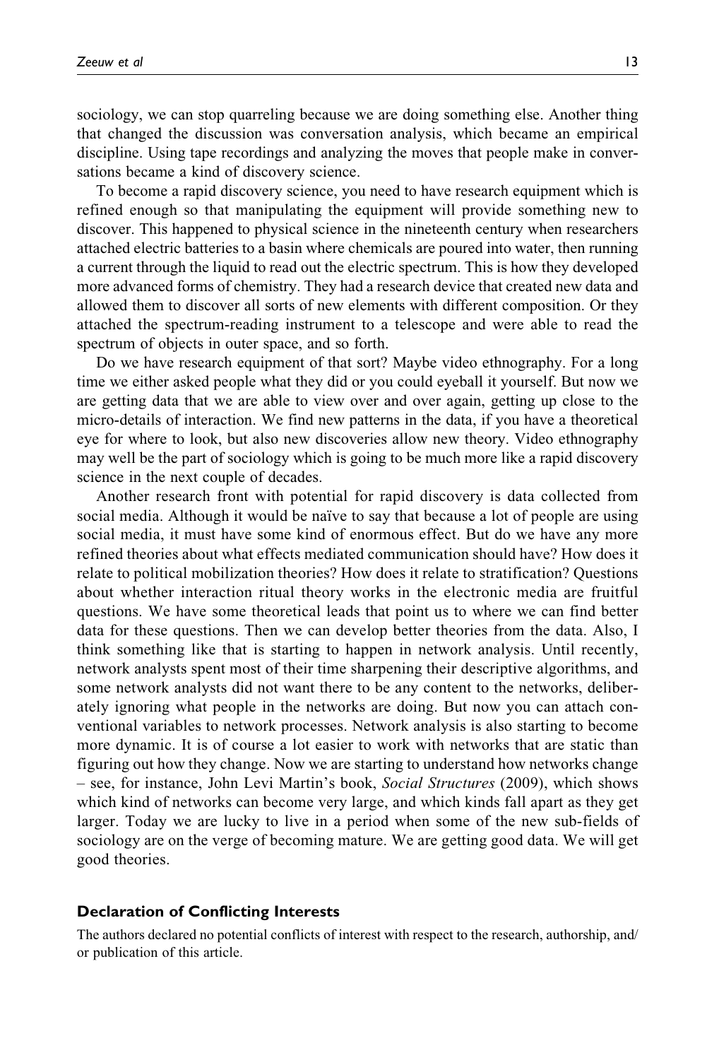sociology, we can stop quarreling because we are doing something else. Another thing that changed the discussion was conversation analysis, which became an empirical discipline. Using tape recordings and analyzing the moves that people make in conversations became a kind of discovery science.

To become a rapid discovery science, you need to have research equipment which is refined enough so that manipulating the equipment will provide something new to discover. This happened to physical science in the nineteenth century when researchers attached electric batteries to a basin where chemicals are poured into water, then running a current through the liquid to read out the electric spectrum. This is how they developed more advanced forms of chemistry. They had a research device that created new data and allowed them to discover all sorts of new elements with different composition. Or they attached the spectrum-reading instrument to a telescope and were able to read the spectrum of objects in outer space, and so forth.

Do we have research equipment of that sort? Maybe video ethnography. For a long time we either asked people what they did or you could eyeball it yourself. But now we are getting data that we are able to view over and over again, getting up close to the micro-details of interaction. We find new patterns in the data, if you have a theoretical eye for where to look, but also new discoveries allow new theory. Video ethnography may well be the part of sociology which is going to be much more like a rapid discovery science in the next couple of decades.

Another research front with potential for rapid discovery is data collected from social media. Although it would be naïve to say that because a lot of people are using social media, it must have some kind of enormous effect. But do we have any more refined theories about what effects mediated communication should have? How does it relate to political mobilization theories? How does it relate to stratification? Questions about whether interaction ritual theory works in the electronic media are fruitful questions. We have some theoretical leads that point us to where we can find better data for these questions. Then we can develop better theories from the data. Also, I think something like that is starting to happen in network analysis. Until recently, network analysts spent most of their time sharpening their descriptive algorithms, and some network analysts did not want there to be any content to the networks, deliberately ignoring what people in the networks are doing. But now you can attach conventional variables to network processes. Network analysis is also starting to become more dynamic. It is of course a lot easier to work with networks that are static than figuring out how they change. Now we are starting to understand how networks change – see, for instance, John Levi Martin's book, *Social Structures* (2009), which shows which kind of networks can become very large, and which kinds fall apart as they get larger. Today we are lucky to live in a period when some of the new sub-fields of sociology are on the verge of becoming mature. We are getting good data. We will get good theories.

### Declaration of Conflicting Interests

The authors declared no potential conflicts of interest with respect to the research, authorship, and/or publication of this article.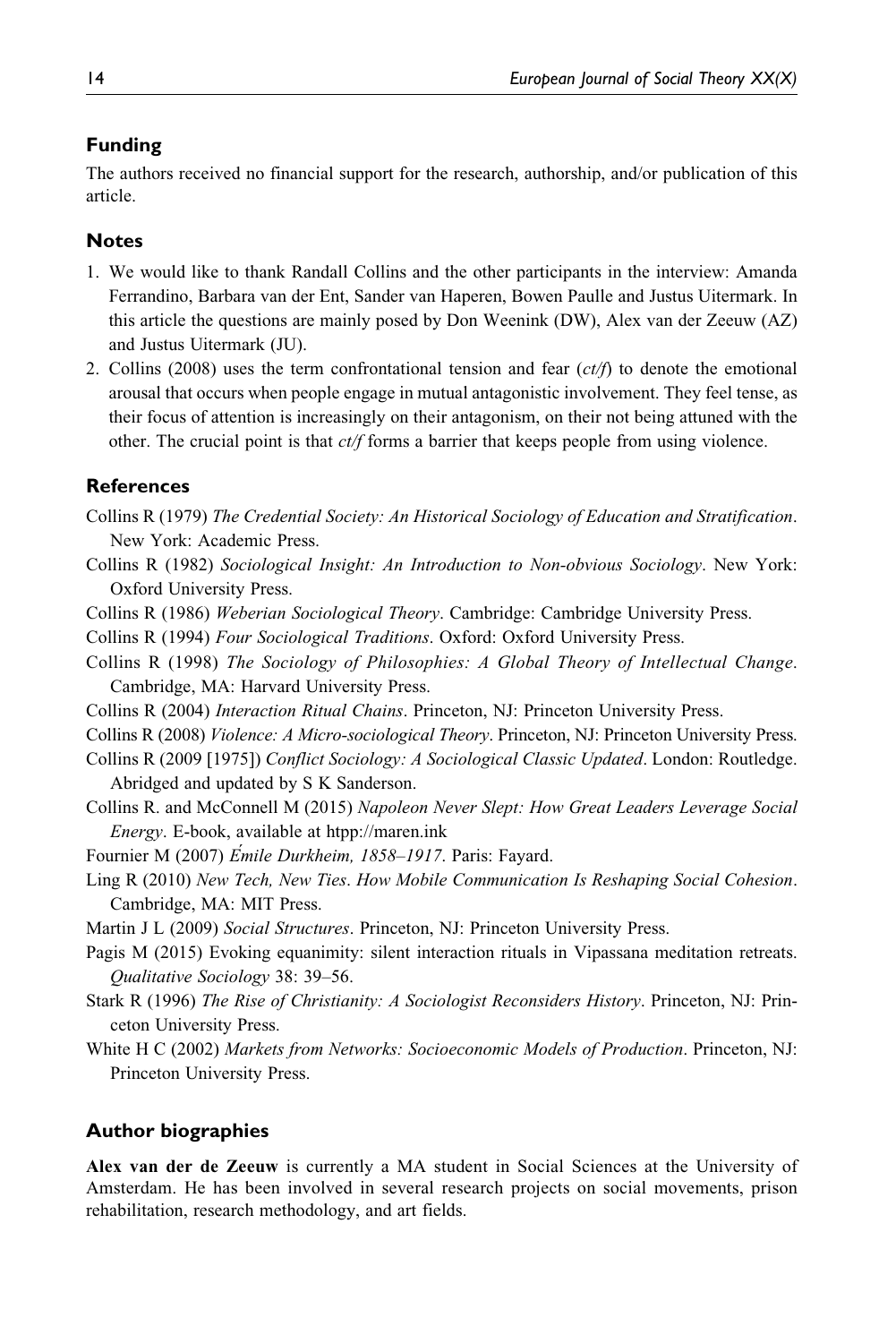## Funding

The authors received no financial support for the research, authorship, and/or publication of this article.

## Notes

1. We would like to thank Randall Collins and the other participants in the interview: Amanda Ferrandino, Barbara van der Ent, Sander van Haperen, Bowen Paulle and Justus Uitermark. In this article the questions are mainly posed by Don Weenink (DW), Alex van der Zeeuw (AZ) and Justus Uitermark (JU).
2. Collins (2008) uses the term confrontational tension and fear (*ct/f*) to denote the emotional arousal that occurs when people engage in mutual antagonistic involvement. They feel tense, as their focus of attention is increasingly on their antagonism, on their not being attuned with the other. The crucial point is that *ct/f* forms a barrier that keeps people from using violence.

## References

Collins R (1979) *The Credential Society: An Historical Sociology of Education and Stratification*. New York: Academic Press.

Collins R (1982) *Sociological Insight: An Introduction to Non-obvious Sociology*. New York: Oxford University Press.

Collins R (1986) *Weberian Sociological Theory*. Cambridge: Cambridge University Press.

Collins R (1994) *Four Sociological Traditions*. Oxford: Oxford University Press.

Collins R (1998) *The Sociology of Philosophies: A Global Theory of Intellectual Change*. Cambridge, MA: Harvard University Press.

Collins R (2004) *Interaction Ritual Chains*. Princeton, NJ: Princeton University Press.

Collins R (2008) *Violence: A Micro-sociological Theory*. Princeton, NJ: Princeton University Press.

Collins R (2009 [1975]) *Conflict Sociology: A Sociological Classic Updated*. London: Routledge. Abridged and updated by S K Sanderson.

Collins R. and McConnell M (2015) *Napoleon Never Slept: How Great Leaders Leverage Social Energy*. E-book, available at htpp://maren.ink

Fournier M (2007) *Émile Durkheim, 1858–1917*. Paris: Fayard.

Ling R (2010) *New Tech, New Ties. How Mobile Communication Is Reshaping Social Cohesion*. Cambridge, MA: MIT Press.

Martin J L (2009) *Social Structures*. Princeton, NJ: Princeton University Press.

Pagis M (2015) Evoking equanimity: silent interaction rituals in Vipassana meditation retreats. *Qualitative Sociology* 38: 39–56.

Stark R (1996) *The Rise of Christianity: A Sociologist Reconsiders History*. Princeton, NJ: Princeton University Press.

White H C (2002) *Markets from Networks: Socioeconomic Models of Production*. Princeton, NJ: Princeton University Press.

## Author biographies

**Alex van der de Zeeuw** is currently a MA student in Social Sciences at the University of Amsterdam. He has been involved in several research projects on social movements, prison rehabilitation, research methodology, and art fields.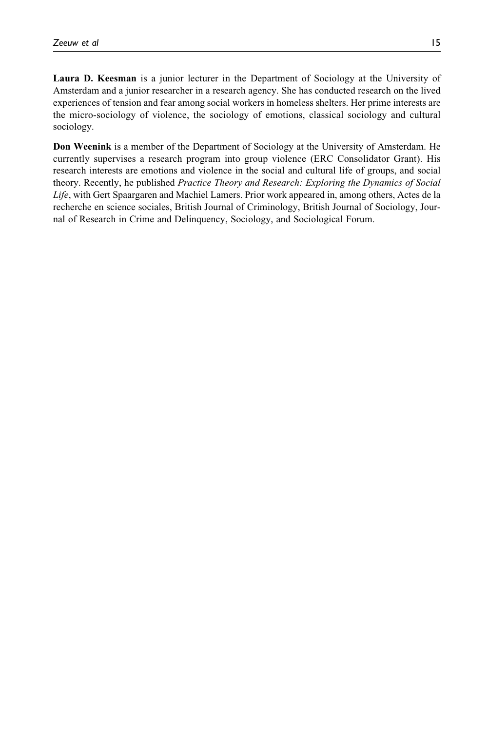**Laura D. Keesman** is a junior lecturer in the Department of Sociology at the University of Amsterdam and a junior researcher in a research agency. She has conducted research on the lived experiences of tension and fear among social workers in homeless shelters. Her prime interests are the micro-sociology of violence, the sociology of emotions, classical sociology and cultural sociology.

**Don Weenink** is a member of the Department of Sociology at the University of Amsterdam. He currently supervises a research program into group violence (ERC Consolidator Grant). His research interests are emotions and violence in the social and cultural life of groups, and social theory. Recently, he published *Practice Theory and Research: Exploring the Dynamics of Social Life*, with Gert Spaargaren and Machiel Lamers. Prior work appeared in, among others, Actes de la recherche en science sociales, British Journal of Criminology, British Journal of Sociology, Journal of Research in Crime and Delinquency, Sociology, and Sociological Forum.